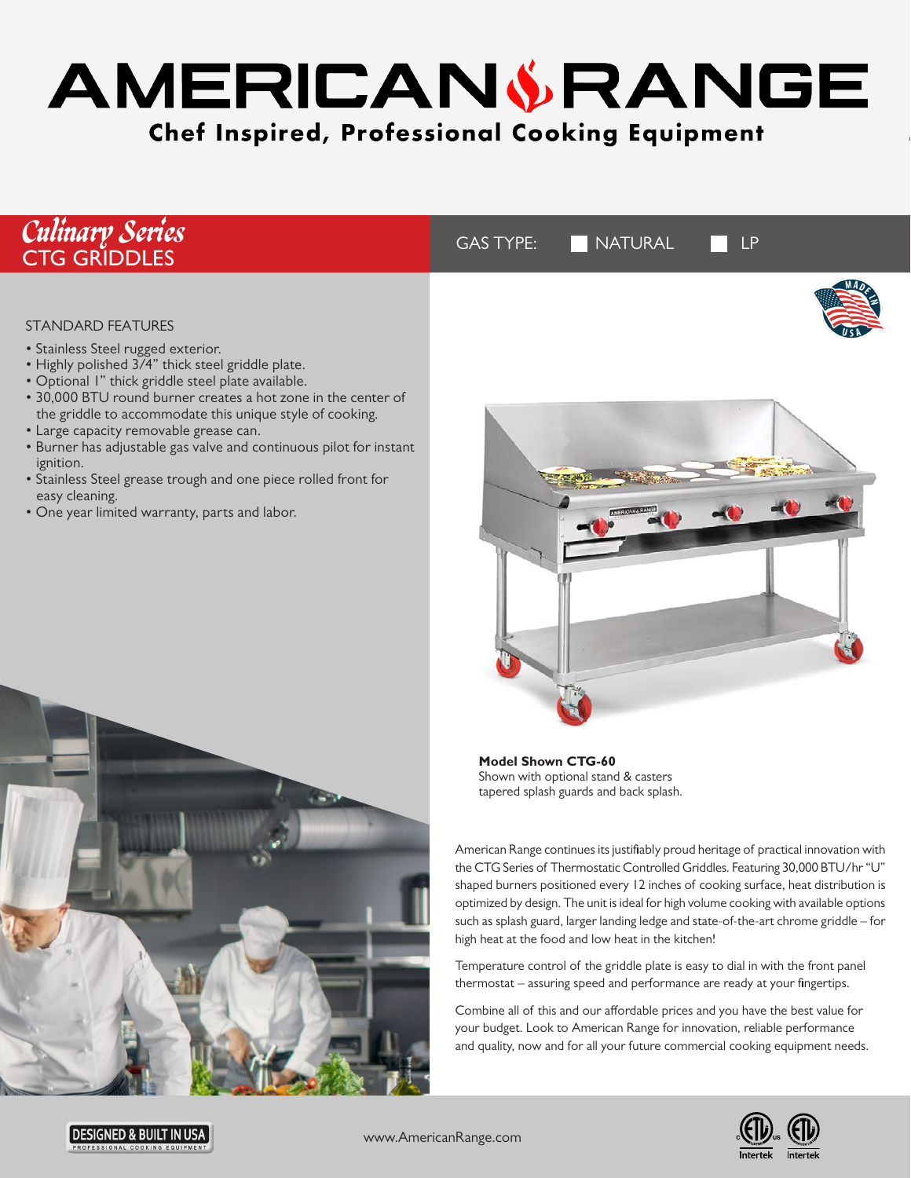# AMERICAN RANGE

**Chef Inspired, Professional Cooking Equipment**

## *Culinary Series*
## CTG GRIDDLES

GAS TYPE: ☐ NATURAL ☐ LP

### STANDARD FEATURES

- Stainless Steel rugged exterior.
- Highly polished 3/4" thick steel griddle plate.
- Optional 1" thick griddle steel plate available.
- 30,000 BTU round burner creates a hot zone in the center of the griddle to accommodate this unique style of cooking.
- Large capacity removable grease can.
- Burner has adjustable gas valve and continuous pilot for instant ignition.
- Stainless Steel grease trough and one piece rolled front for easy cleaning.
- One year limited warranty, parts and labor.

**Model Shown CTG-60**
Shown with optional stand & casters tapered splash guards and back splash.

American Range continues its justifiably proud heritage of practical innovation with the CTG Series of Thermostatic Controlled Griddles. Featuring 30,000 BTU/hr "U" shaped burners positioned every 12 inches of cooking surface, heat distribution is optimized by design. The unit is ideal for high volume cooking with available options such as splash guard, larger landing ledge and state-of-the-art chrome griddle – for high heat at the food and low heat in the kitchen!

Temperature control of the griddle plate is easy to dial in with the front panel thermostat – assuring speed and performance are ready at your fingertips.

Combine all of this and our affordable prices and you have the best value for your budget. Look to American Range for innovation, reliable performance and quality, now and for all your future commercial cooking equipment needs.

DESIGNED & BUILT IN USA
PROFESSIONAL COOKING EQUIPMENT

www.AmericanRange.com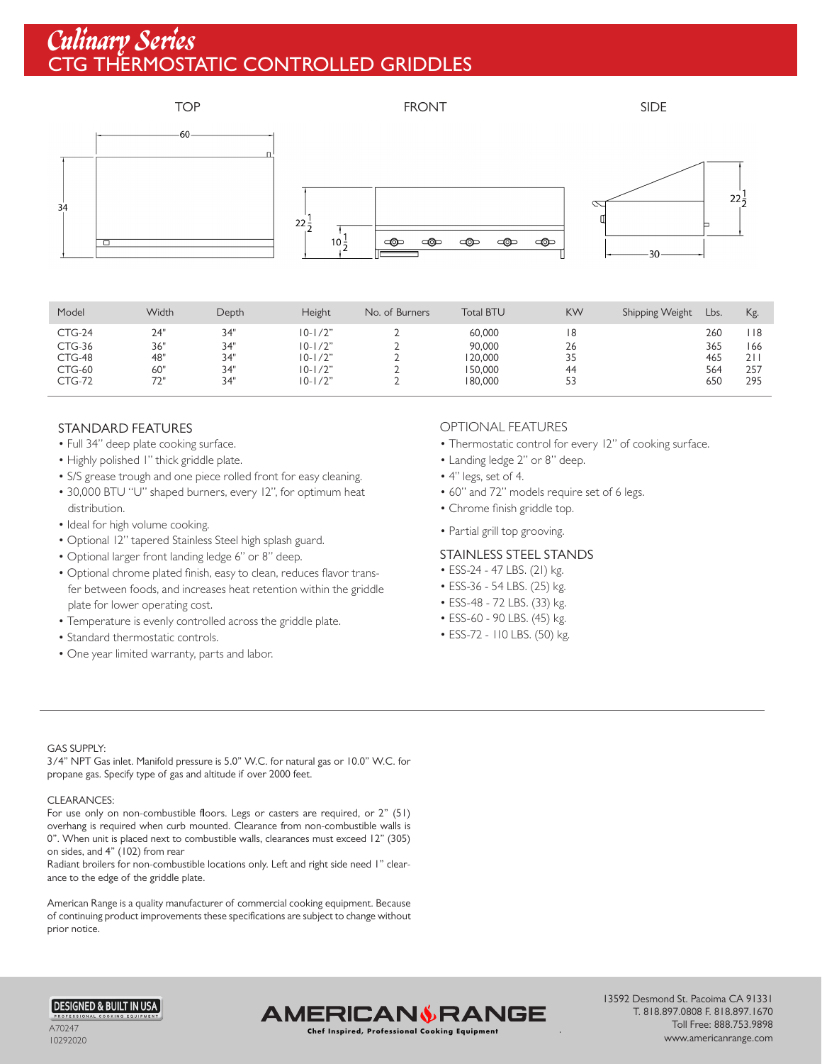# *Culinary Series*
# CTG THERMOSTATIC CONTROLLED GRIDDLES

TOP

FRONT

SIDE

60

34

$22\frac{1}{2}$

$10\frac{1}{2}$

$22\frac{1}{2}$

30

| Model | Width | Depth | Height | No. of Burners | Total BTU | KW | Shipping Weight Lbs. | Kg. |
|---|---|---|---|---|---|---|---|---|
| CTG-24 | 24" | 34" | 10-1/2" | 2 | 60,000 | 18 | 260 | 118 |
| CTG-36 | 36" | 34" | 10-1/2" | 2 | 90,000 | 26 | 365 | 166 |
| CTG-48 | 48" | 34" | 10-1/2" | 2 | 120,000 | 35 | 465 | 211 |
| CTG-60 | 60" | 34" | 10-1/2" | 2 | 150,000 | 44 | 564 | 257 |
| CTG-72 | 72" | 34" | 10-1/2" | 2 | 180,000 | 53 | 650 | 295 |

## STANDARD FEATURES

- Full 34" deep plate cooking surface.
- Highly polished 1" thick griddle plate.
- S/S grease trough and one piece rolled front for easy cleaning.
- 30,000 BTU "U" shaped burners, every 12", for optimum heat distribution.
- Ideal for high volume cooking.
- Optional 12" tapered Stainless Steel high splash guard.
- Optional larger front landing ledge 6" or 8" deep.
- Optional chrome plated finish, easy to clean, reduces flavor transfer between foods, and increases heat retention within the griddle plate for lower operating cost.
- Temperature is evenly controlled across the griddle plate.
- Standard thermostatic controls.
- One year limited warranty, parts and labor.

## OPTIONAL FEATURES

- Thermostatic control for every 12" of cooking surface.
- Landing ledge 2" or 8" deep.
- 4" legs, set of 4.
- 60" and 72" models require set of 6 legs.
- Chrome finish griddle top.
- Partial grill top grooving.

## STAINLESS STEEL STANDS

- ESS-24 - 47 LBS. (21) kg.
- ESS-36 - 54 LBS. (25) kg.
- ESS-48 - 72 LBS. (33) kg.
- ESS-60 - 90 LBS. (45) kg.
- ESS-72 - 110 LBS. (50) kg.

GAS SUPPLY:
3/4" NPT Gas inlet. Manifold pressure is 5.0" W.C. for natural gas or 10.0" W.C. for propane gas. Specify type of gas and altitude if over 2000 feet.

CLEARANCES:
For use only on non-combustible floors. Legs or casters are required, or 2" (51) overhang is required when curb mounted. Clearance from non-combustible walls is 0". When unit is placed next to combustible walls, clearances must exceed 12" (305) on sides, and 4" (102) from rear
Radiant broilers for non-combustible locations only. Left and right side need 1" clearance to the edge of the griddle plate.

American Range is a quality manufacturer of commercial cooking equipment. Because of continuing product improvements these specifications are subject to change without prior notice.

DESIGNED & BUILT IN USA
PROFESSIONAL COOKING EQUIPMENT

A70247
10292020

AMERICAN RANGE
Chef Inspired, Professional Cooking Equipment

13592 Desmond St. Pacoima CA 91331
T. 818.897.0808 F. 818.897.1670
Toll Free: 888.753.9898
www.americanrange.com